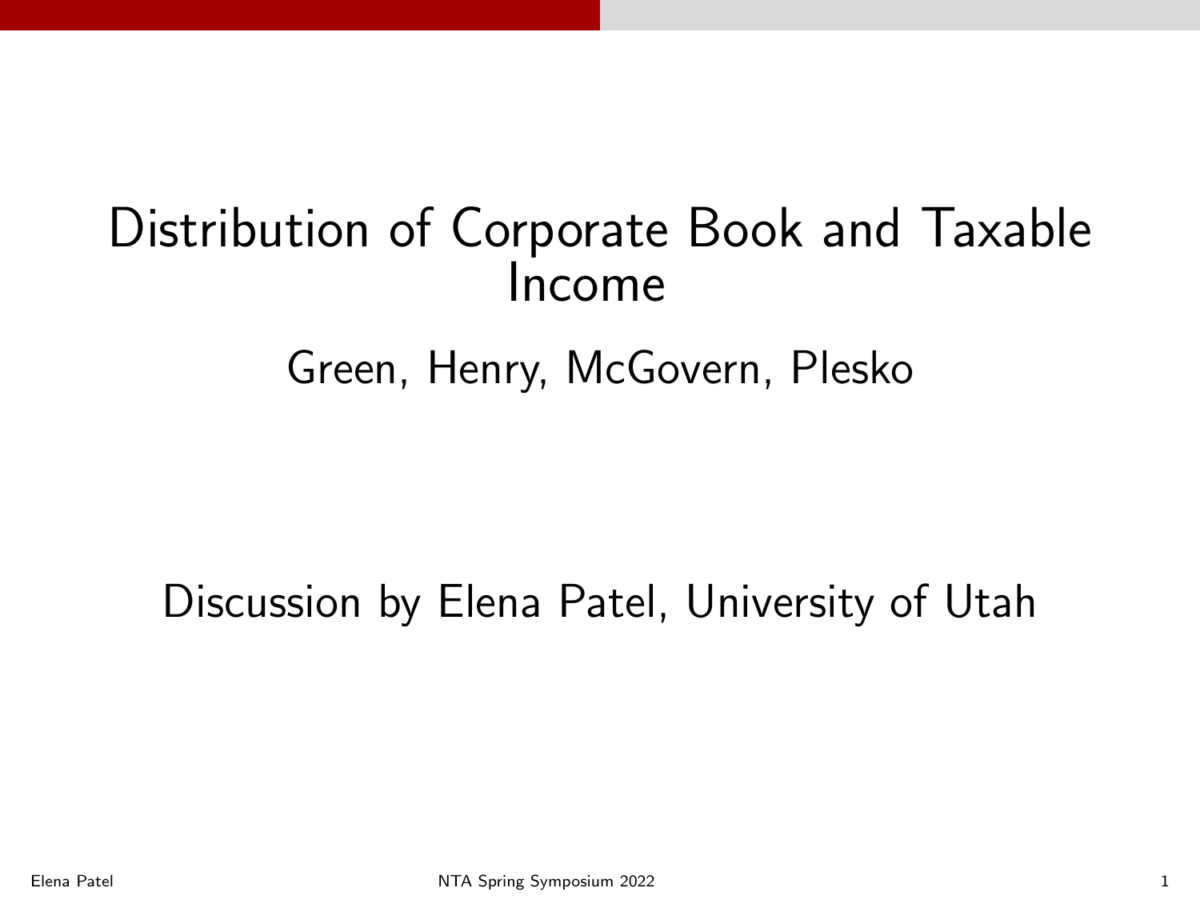# Distribution of Corporate Book and Taxable Income

Green, Henry, McGovern, Plesko

Discussion by Elena Patel, University of Utah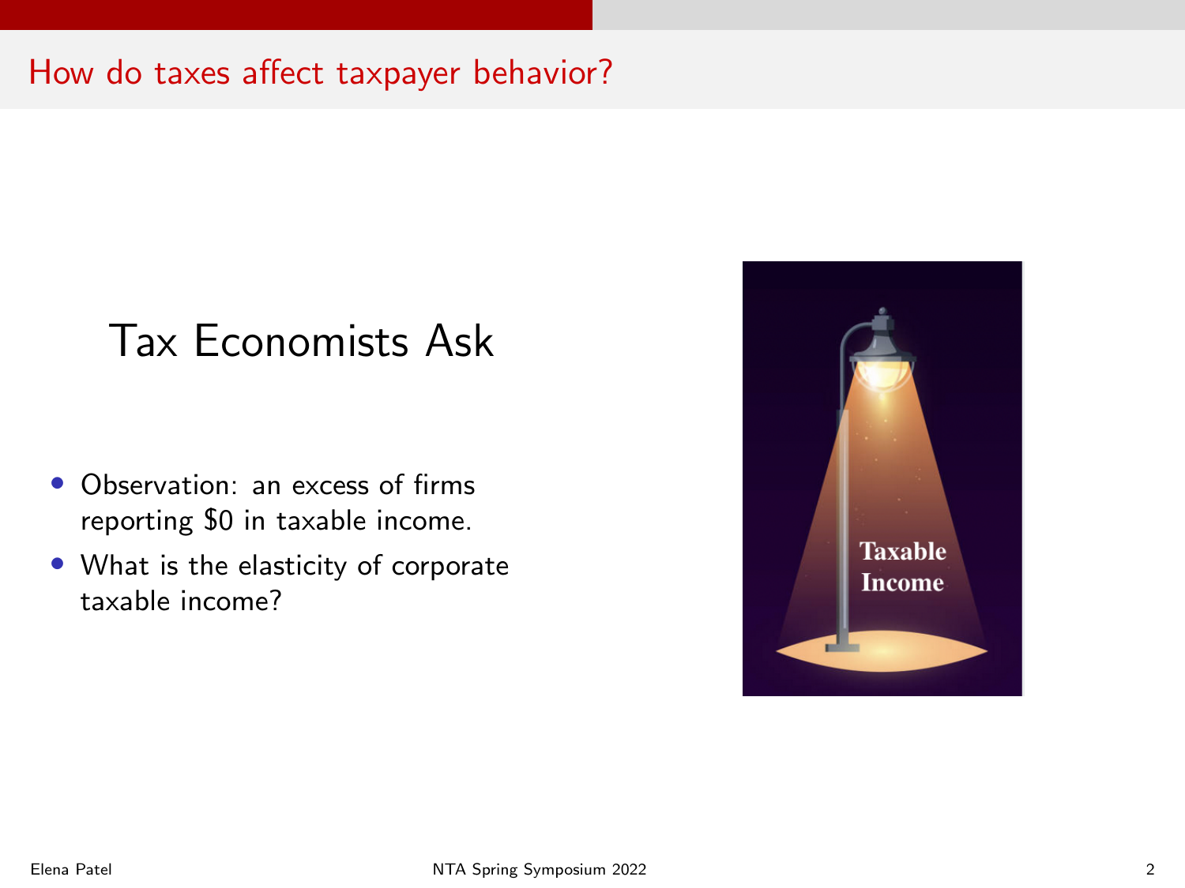## How do taxes affect taxpayer behavior?

### Tax Economists Ask

- Observation: an excess of firms reporting $0 in taxable income.
- What is the elasticity of corporate taxable income?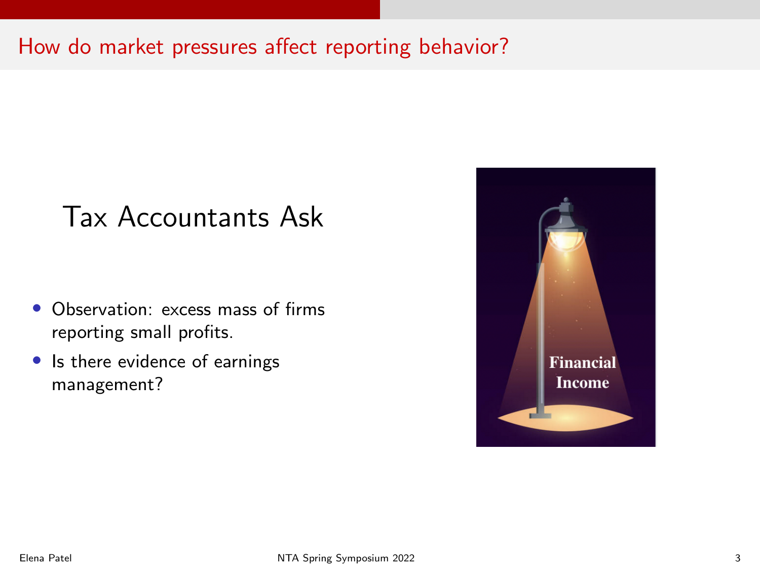# How do market pressures affect reporting behavior?

## Tax Accountants Ask

- Observation: excess mass of firms reporting small profits.
- Is there evidence of earnings management?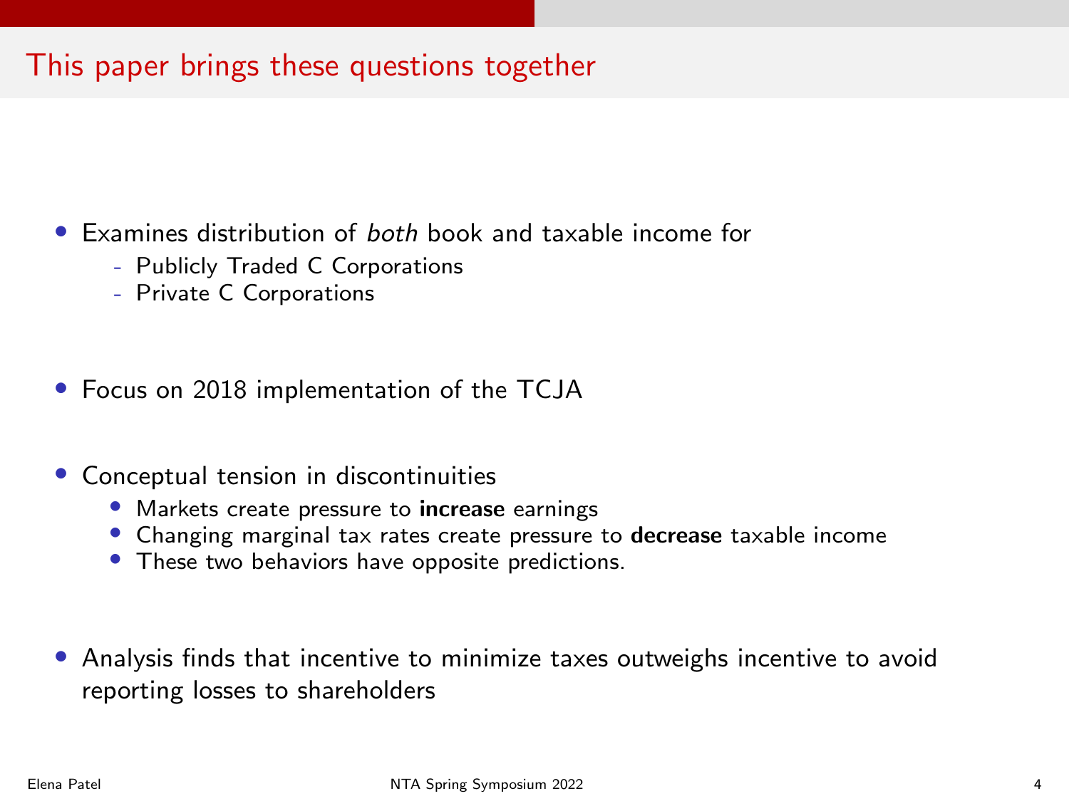# This paper brings these questions together

- Examines distribution of *both* book and taxable income for
  - Publicly Traded C Corporations
  - Private C Corporations

- Focus on 2018 implementation of the TCJA

- Conceptual tension in discontinuities
  - Markets create pressure to **increase** earnings
  - Changing marginal tax rates create pressure to **decrease** taxable income
  - These two behaviors have opposite predictions.

- Analysis finds that incentive to minimize taxes outweighs incentive to avoid reporting losses to shareholders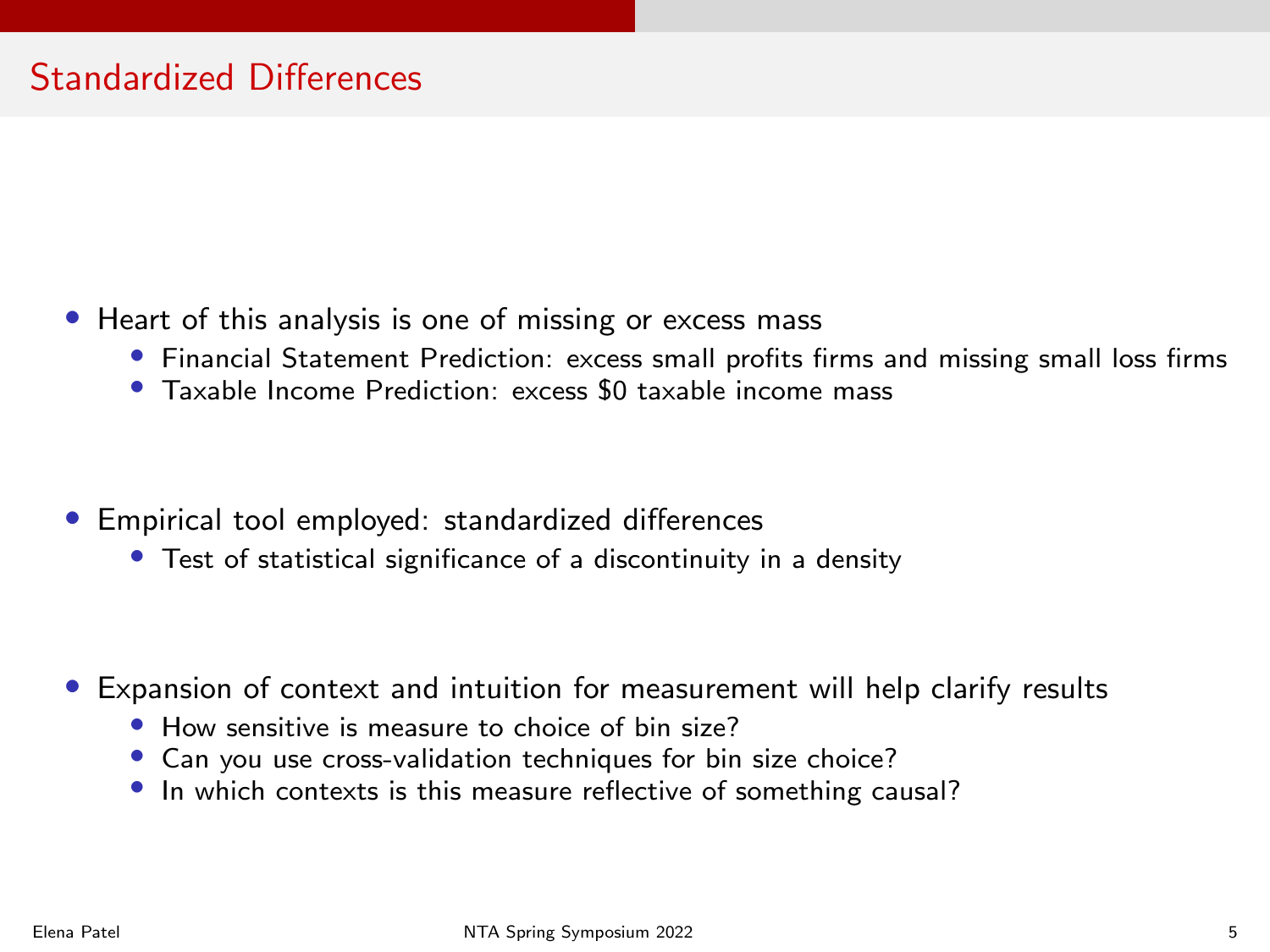# Standardized Differences

- Heart of this analysis is one of missing or excess mass
  - Financial Statement Prediction: excess small profits firms and missing small loss firms
  - Taxable Income Prediction: excess $0 taxable income mass

- Empirical tool employed: standardized differences
  - Test of statistical significance of a discontinuity in a density

- Expansion of context and intuition for measurement will help clarify results
  - How sensitive is measure to choice of bin size?
  - Can you use cross-validation techniques for bin size choice?
  - In which contexts is this measure reflective of something causal?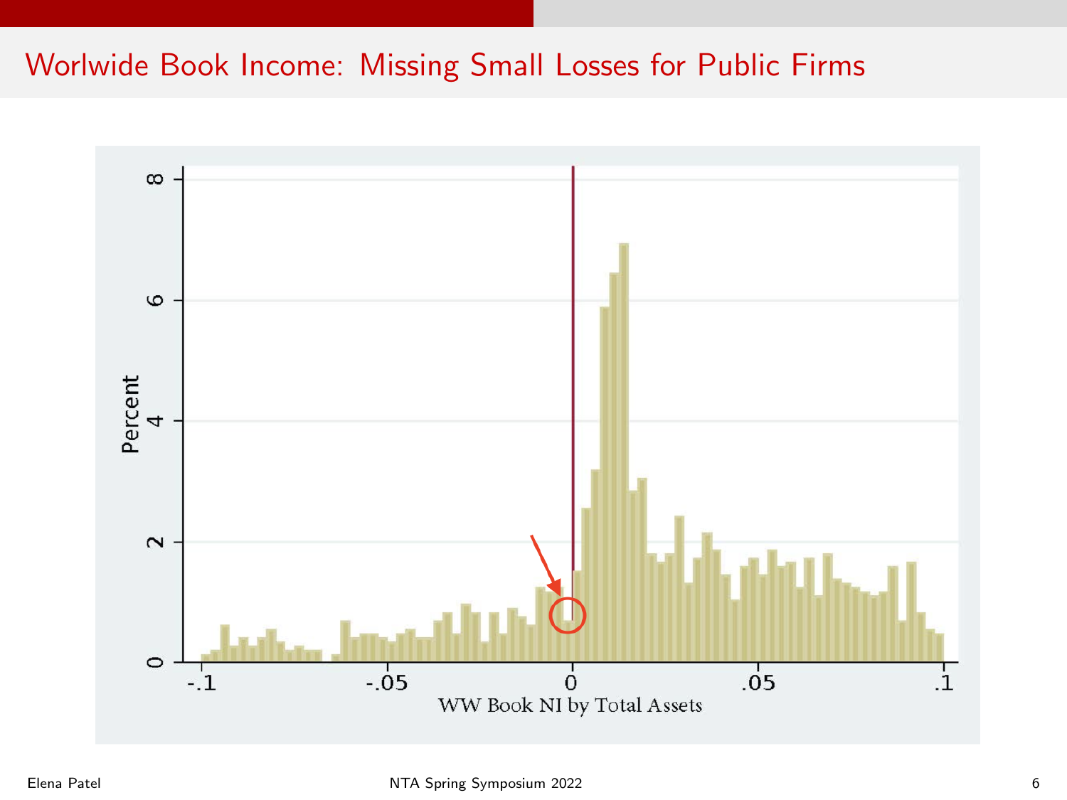# Worlwide Book Income: Missing Small Losses for Public Firms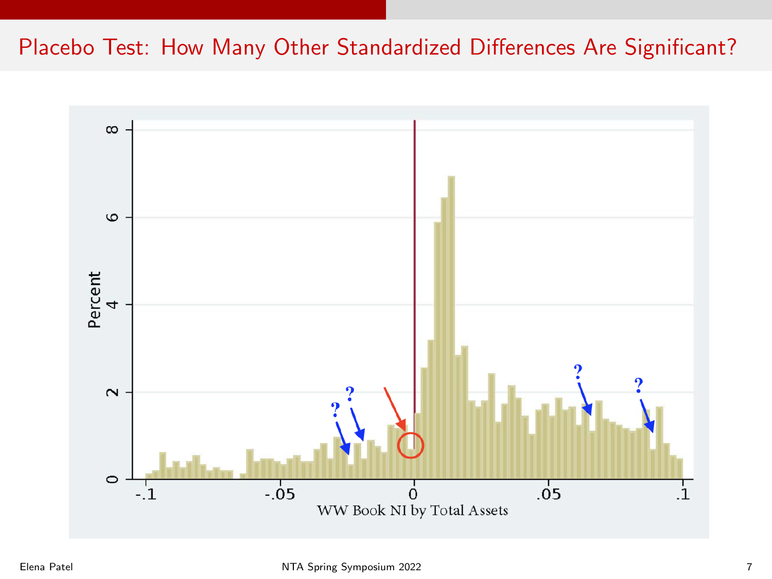# Placebo Test: How Many Other Standardized Differences Are Significant?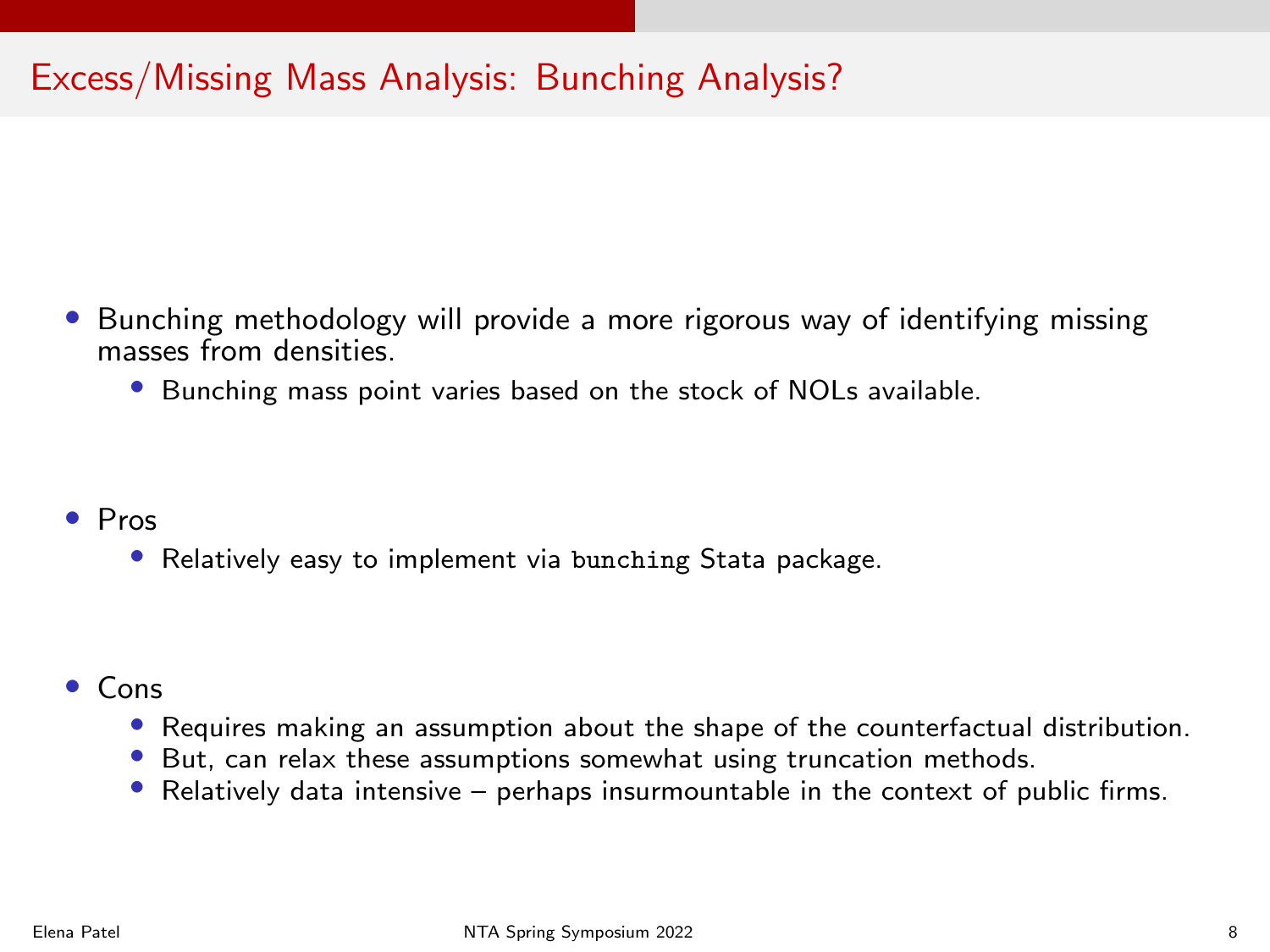# Excess/Missing Mass Analysis: Bunching Analysis?

- Bunching methodology will provide a more rigorous way of identifying missing masses from densities.
  - Bunching mass point varies based on the stock of NOLs available.

- Pros
  - Relatively easy to implement via `bunching` Stata package.

- Cons
  - Requires making an assumption about the shape of the counterfactual distribution.
  - But, can relax these assumptions somewhat using truncation methods.
  - Relatively data intensive – perhaps insurmountable in the context of public firms.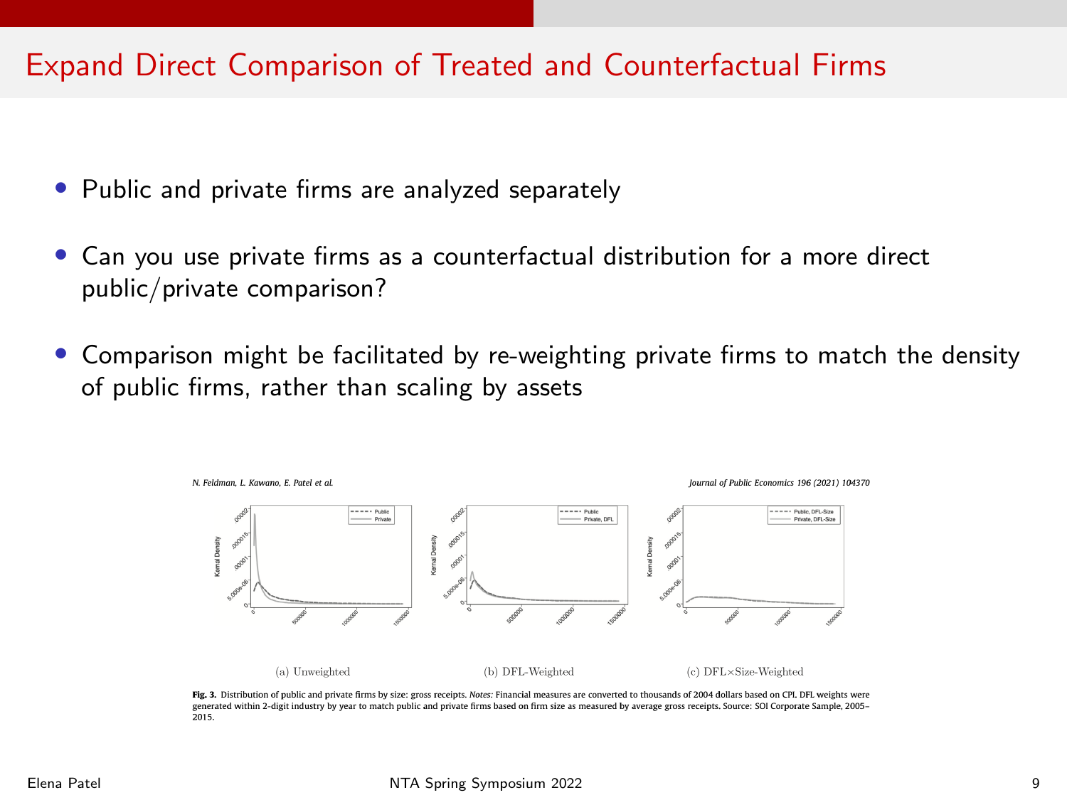# Expand Direct Comparison of Treated and Counterfactual Firms

- Public and private firms are analyzed separately
- Can you use private firms as a counterfactual distribution for a more direct public/private comparison?
- Comparison might be facilitated by re-weighting private firms to match the density of public firms, rather than scaling by assets

(a) Unweighted (b) DFL-Weighted (c) DFL×Size-Weighted

**Fig. 3.** Distribution of public and private firms by size: gross receipts. *Notes:* Financial measures are converted to thousands of 2004 dollars based on CPI. DFL weights were generated within 2-digit industry by year to match public and private firms based on firm size as measured by average gross receipts. Source: SOI Corporate Sample, 2005–2015.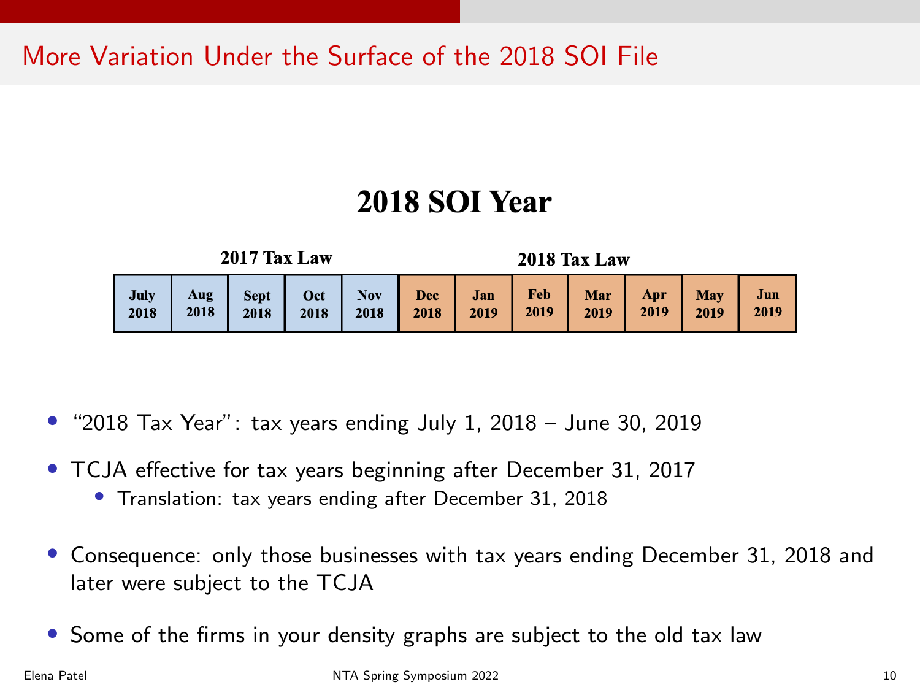# More Variation Under the Surface of the 2018 SOI File

## 2018 SOI Year

| 2017 Tax Law | | | | | 2018 Tax Law | | | | | | |
|---|---|---|---|---|---|---|---|---|---|---|---|
| July 2018 | Aug 2018 | Sept 2018 | Oct 2018 | Nov 2018 | Dec 2018 | Jan 2019 | Feb 2019 | Mar 2019 | Apr 2019 | May 2019 | Jun 2019 |

- "2018 Tax Year": tax years ending July 1, 2018 – June 30, 2019
- TCJA effective for tax years beginning after December 31, 2017
  - Translation: tax years ending after December 31, 2018
- Consequence: only those businesses with tax years ending December 31, 2018 and later were subject to the TCJA
- Some of the firms in your density graphs are subject to the old tax law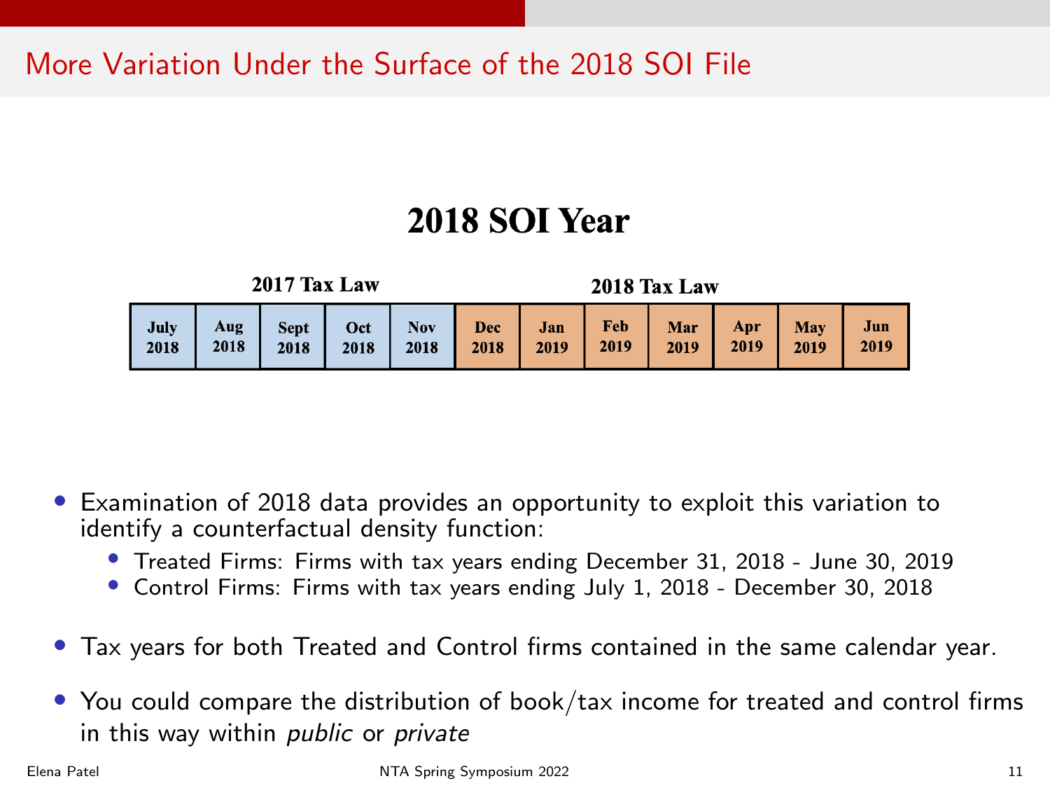## More Variation Under the Surface of the 2018 SOI File

### 2018 SOI Year

| 2017 Tax Law | | | | | 2018 Tax Law | | | | | | |
|---|---|---|---|---|---|---|---|---|---|---|---|
| July 2018 | Aug 2018 | Sept 2018 | Oct 2018 | Nov 2018 | Dec 2018 | Jan 2019 | Feb 2019 | Mar 2019 | Apr 2019 | May 2019 | Jun 2019 |

- Examination of 2018 data provides an opportunity to exploit this variation to identify a counterfactual density function:
  - Treated Firms: Firms with tax years ending December 31, 2018 - June 30, 2019
  - Control Firms: Firms with tax years ending July 1, 2018 - December 30, 2018
- Tax years for both Treated and Control firms contained in the same calendar year.
- You could compare the distribution of book/tax income for treated and control firms in this way within *public* or *private*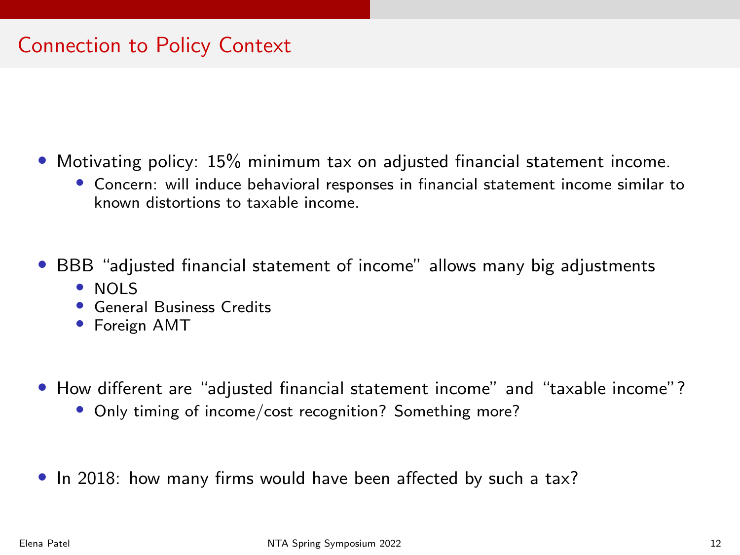# Connection to Policy Context

- Motivating policy: 15% minimum tax on adjusted financial statement income.
  - Concern: will induce behavioral responses in financial statement income similar to known distortions to taxable income.
- BBB "adjusted financial statement of income" allows many big adjustments
  - NOLS
  - General Business Credits
  - Foreign AMT
- How different are "adjusted financial statement income" and "taxable income"?
  - Only timing of income/cost recognition? Something more?
- In 2018: how many firms would have been affected by such a tax?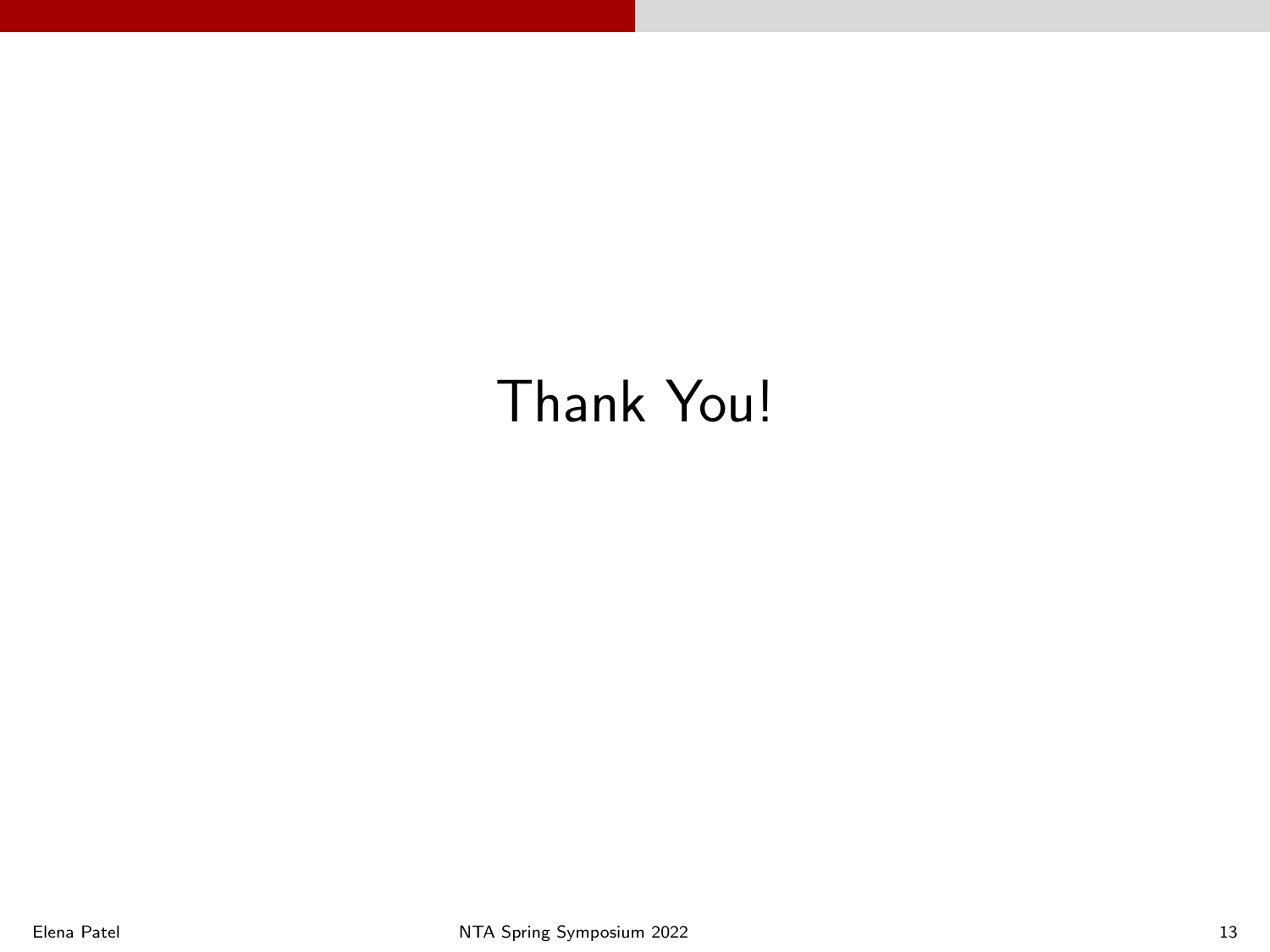Thank You!